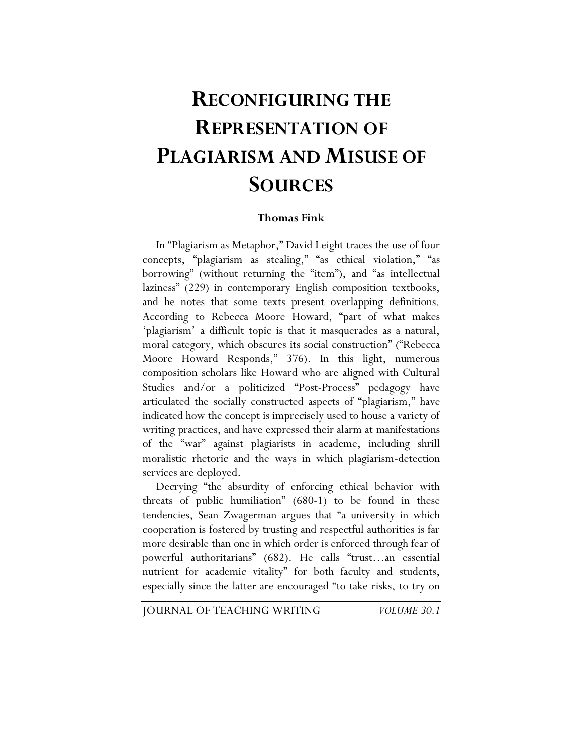# RECONFIGURING THE REPRESENTATION OF PLAGIARISM AND MISUSE OF SOURCES

**Thomas Fink**

In "Plagiarism as Metaphor," David Leight traces the use of four concepts, "plagiarism as stealing," "as ethical violation," "as borrowing" (without returning the "item"), and "as intellectual laziness" (229) in contemporary English composition textbooks, and he notes that some texts present overlapping definitions. According to Rebecca Moore Howard, "part of what makes 'plagiarism' a difficult topic is that it masquerades as a natural, moral category, which obscures its social construction" ("Rebecca Moore Howard Responds," 376). In this light, numerous composition scholars like Howard who are aligned with Cultural Studies and/or a politicized "Post-Process" pedagogy have articulated the socially constructed aspects of "plagiarism," have indicated how the concept is imprecisely used to house a variety of writing practices, and have expressed their alarm at manifestations of the "war" against plagiarists in academe, including shrill moralistic rhetoric and the ways in which plagiarism-detection services are deployed.

Decrying "the absurdity of enforcing ethical behavior with threats of public humiliation" (680-1) to be found in these tendencies, Sean Zwagerman argues that "a university in which cooperation is fostered by trusting and respectful authorities is far more desirable than one in which order is enforced through fear of powerful authoritarians" (682). He calls "trust…an essential nutrient for academic vitality" for both faculty and students, especially since the latter are encouraged "to take risks, to try on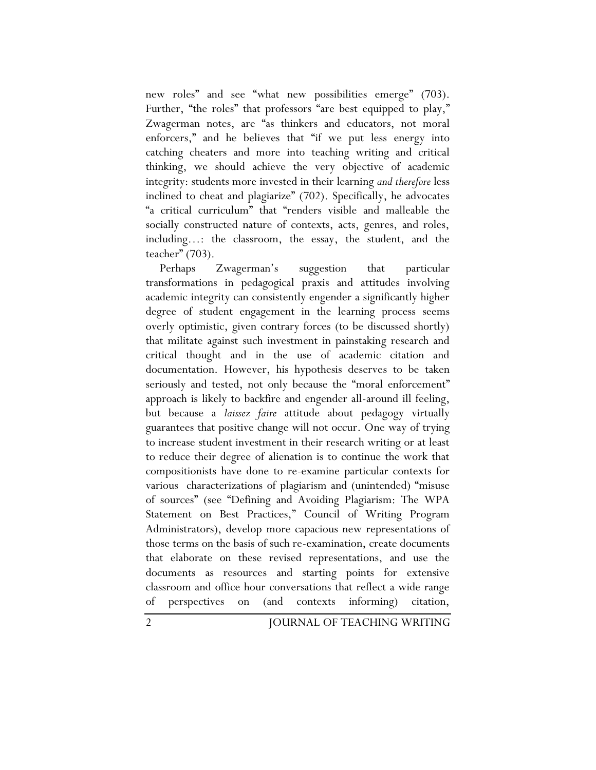new roles" and see "what new possibilities emerge" (703). Further, "the roles" that professors "are best equipped to play," Zwagerman notes, are "as thinkers and educators, not moral enforcers," and he believes that "if we put less energy into catching cheaters and more into teaching writing and critical thinking, we should achieve the very objective of academic integrity: students more invested in their learning *and therefore* less inclined to cheat and plagiarize" (702). Specifically, he advocates "a critical curriculum" that "renders visible and malleable the socially constructed nature of contexts, acts, genres, and roles, including…: the classroom, the essay, the student, and the teacher" (703).

Perhaps Zwagerman's suggestion that particular transformations in pedagogical praxis and attitudes involving academic integrity can consistently engender a significantly higher degree of student engagement in the learning process seems overly optimistic, given contrary forces (to be discussed shortly) that militate against such investment in painstaking research and critical thought and in the use of academic citation and documentation. However, his hypothesis deserves to be taken seriously and tested, not only because the "moral enforcement" approach is likely to backfire and engender all-around ill feeling, but because a *laissez faire* attitude about pedagogy virtually guarantees that positive change will not occur. One way of trying to increase student investment in their research writing or at least to reduce their degree of alienation is to continue the work that compositionists have done to re-examine particular contexts for various characterizations of plagiarism and (unintended) "misuse of sources" (see "Defining and Avoiding Plagiarism: The WPA Statement on Best Practices," Council of Writing Program Administrators), develop more capacious new representations of those terms on the basis of such re-examination, create documents that elaborate on these revised representations, and use the documents as resources and starting points for extensive classroom and office hour conversations that reflect a wide range of perspectives on (and contexts informing) citation,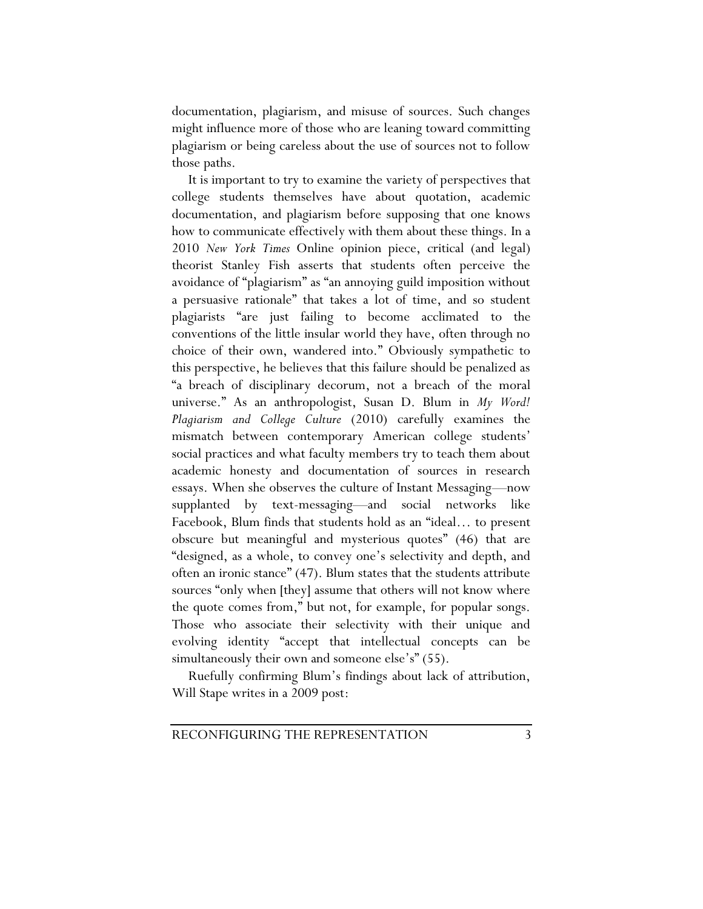documentation, plagiarism, and misuse of sources. Such changes might influence more of those who are leaning toward committing plagiarism or being careless about the use of sources not to follow those paths.

It is important to try to examine the variety of perspectives that college students themselves have about quotation, academic documentation, and plagiarism before supposing that one knows how to communicate effectively with them about these things. In a 2010 *New York Times* Online opinion piece, critical (and legal) theorist Stanley Fish asserts that students often perceive the avoidance of "plagiarism" as "an annoying guild imposition without a persuasive rationale" that takes a lot of time, and so student plagiarists "are just failing to become acclimated to the conventions of the little insular world they have, often through no choice of their own, wandered into." Obviously sympathetic to this perspective, he believes that this failure should be penalized as "a breach of disciplinary decorum, not a breach of the moral universe." As an anthropologist, Susan D. Blum in *My Word! Plagiarism and College Culture* (2010) carefully examines the mismatch between contemporary American college students' social practices and what faculty members try to teach them about academic honesty and documentation of sources in research essays. When she observes the culture of Instant Messaging—now supplanted by text-messaging—and social networks like Facebook, Blum finds that students hold as an "ideal… to present obscure but meaningful and mysterious quotes" (46) that are "designed, as a whole, to convey one's selectivity and depth, and often an ironic stance" (47). Blum states that the students attribute sources "only when [they] assume that others will not know where the quote comes from," but not, for example, for popular songs. Those who associate their selectivity with their unique and evolving identity "accept that intellectual concepts can be simultaneously their own and someone else's" (55).

Ruefully confirming Blum's findings about lack of attribution, Will Stape writes in a 2009 post: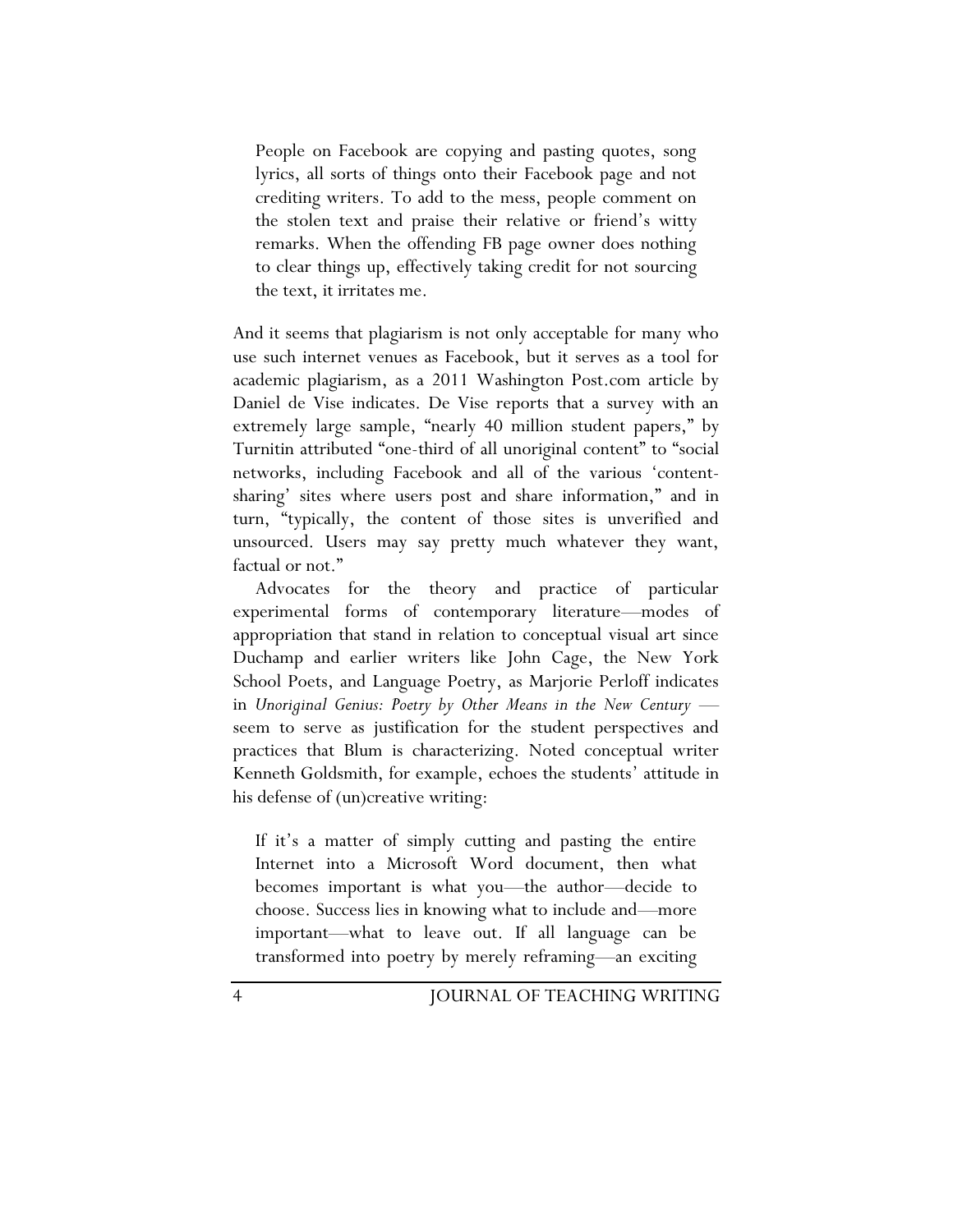> People on Facebook are copying and pasting quotes, song lyrics, all sorts of things onto their Facebook page and not crediting writers. To add to the mess, people comment on the stolen text and praise their relative or friend's witty remarks. When the offending FB page owner does nothing to clear things up, effectively taking credit for not sourcing the text, it irritates me.

And it seems that plagiarism is not only acceptable for many who use such internet venues as Facebook, but it serves as a tool for academic plagiarism, as a 2011 Washington Post.com article by Daniel de Vise indicates. De Vise reports that a survey with an extremely large sample, "nearly 40 million student papers," by Turnitin attributed "one-third of all unoriginal content" to "social networks, including Facebook and all of the various 'content-sharing' sites where users post and share information," and in turn, "typically, the content of those sites is unverified and unsourced. Users may say pretty much whatever they want, factual or not."

Advocates for the theory and practice of particular experimental forms of contemporary literature—modes of appropriation that stand in relation to conceptual visual art since Duchamp and earlier writers like John Cage, the New York School Poets, and Language Poetry, as Marjorie Perloff indicates in *Unoriginal Genius: Poetry by Other Means in the New Century* —seem to serve as justification for the student perspectives and practices that Blum is characterizing. Noted conceptual writer Kenneth Goldsmith, for example, echoes the students' attitude in his defense of (un)creative writing:

> If it's a matter of simply cutting and pasting the entire Internet into a Microsoft Word document, then what becomes important is what you—the author—decide to choose. Success lies in knowing what to include and—more important—what to leave out. If all language can be transformed into poetry by merely reframing—an exciting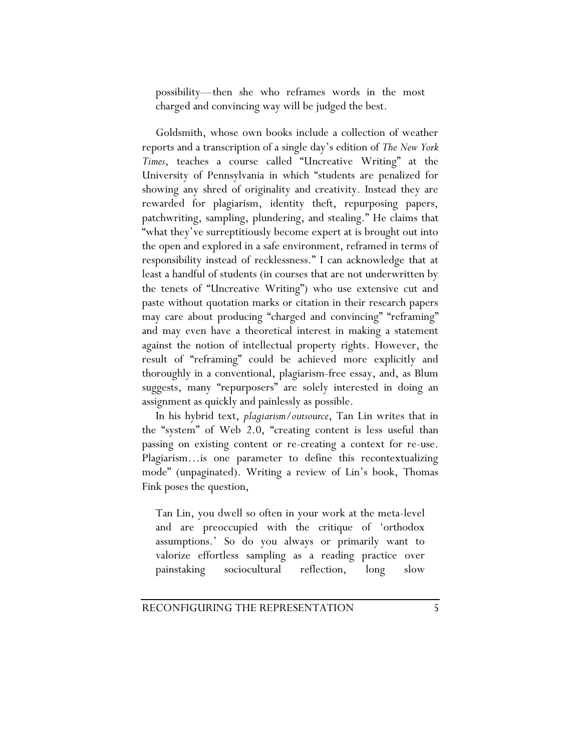> possibility—then she who reframes words in the most charged and convincing way will be judged the best.

Goldsmith, whose own books include a collection of weather reports and a transcription of a single day's edition of *The New York Times*, teaches a course called "Uncreative Writing" at the University of Pennsylvania in which "students are penalized for showing any shred of originality and creativity. Instead they are rewarded for plagiarism, identity theft, repurposing papers, patchwriting, sampling, plundering, and stealing." He claims that "what they've surreptitiously become expert at is brought out into the open and explored in a safe environment, reframed in terms of responsibility instead of recklessness." I can acknowledge that at least a handful of students (in courses that are not underwritten by the tenets of "Uncreative Writing") who use extensive cut and paste without quotation marks or citation in their research papers may care about producing "charged and convincing" "reframing" and may even have a theoretical interest in making a statement against the notion of intellectual property rights. However, the result of "reframing" could be achieved more explicitly and thoroughly in a conventional, plagiarism-free essay, and, as Blum suggests, many "repurposers" are solely interested in doing an assignment as quickly and painlessly as possible.

In his hybrid text, *plagiarism/outsource*, Tan Lin writes that in the "system" of Web 2.0, "creating content is less useful than passing on existing content or re-creating a context for re-use. Plagiarism…is one parameter to define this recontextualizing mode" (unpaginated). Writing a review of Lin's book, Thomas Fink poses the question,

> Tan Lin, you dwell so often in your work at the meta-level and are preoccupied with the critique of 'orthodox assumptions.' So do you always or primarily want to valorize effortless sampling as a reading practice over painstaking sociocultural reflection, long slow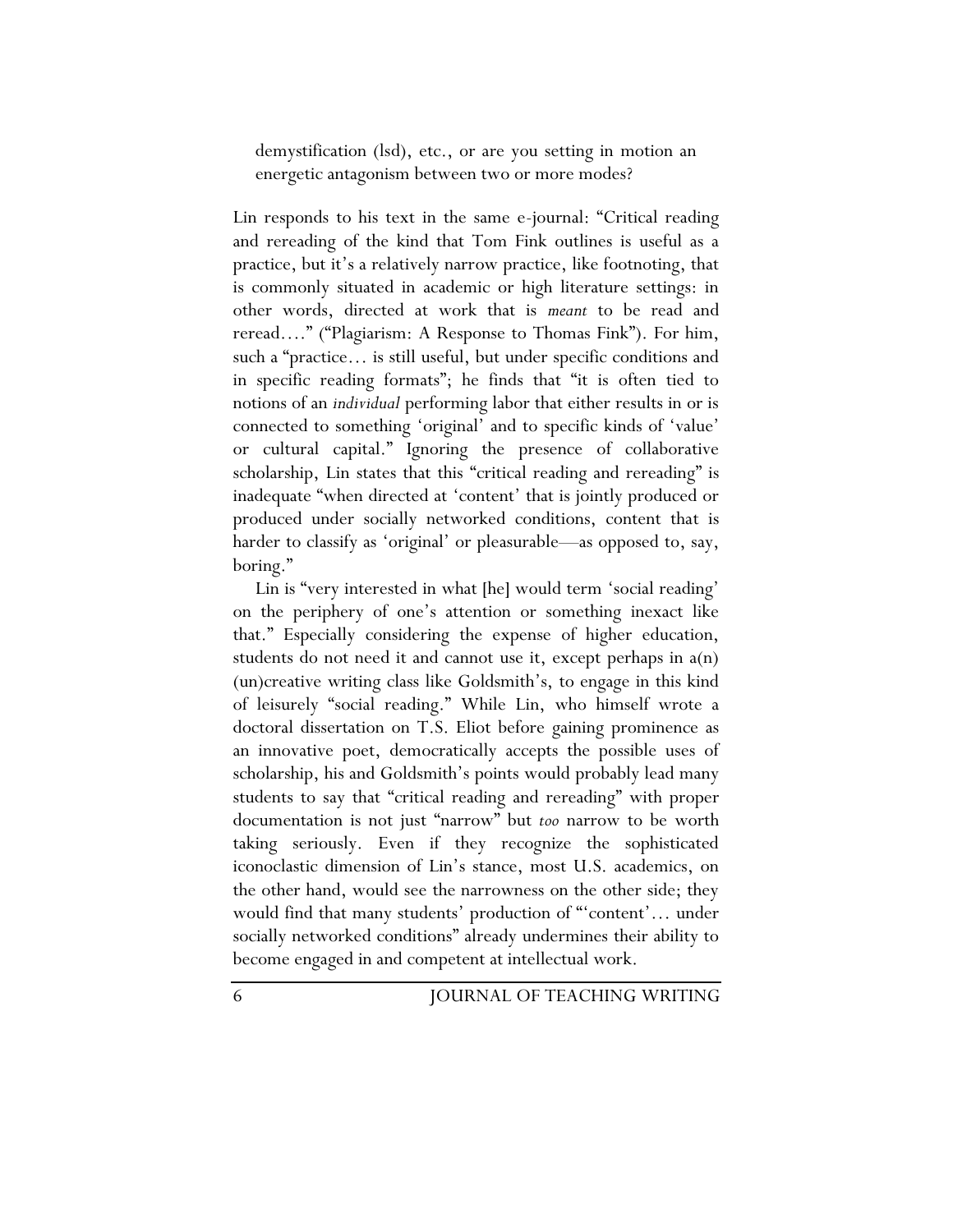> demystification (lsd), etc., or are you setting in motion an energetic antagonism between two or more modes?

Lin responds to his text in the same e-journal: "Critical reading and rereading of the kind that Tom Fink outlines is useful as a practice, but it's a relatively narrow practice, like footnoting, that is commonly situated in academic or high literature settings: in other words, directed at work that is *meant* to be read and reread…." ("Plagiarism: A Response to Thomas Fink"). For him, such a "practice… is still useful, but under specific conditions and in specific reading formats"; he finds that "it is often tied to notions of an *individual* performing labor that either results in or is connected to something 'original' and to specific kinds of 'value' or cultural capital." Ignoring the presence of collaborative scholarship, Lin states that this "critical reading and rereading" is inadequate "when directed at 'content' that is jointly produced or produced under socially networked conditions, content that is harder to classify as 'original' or pleasurable—as opposed to, say, boring."

Lin is "very interested in what [he] would term 'social reading' on the periphery of one's attention or something inexact like that." Especially considering the expense of higher education, students do not need it and cannot use it, except perhaps in a(n) (un)creative writing class like Goldsmith's, to engage in this kind of leisurely "social reading." While Lin, who himself wrote a doctoral dissertation on T.S. Eliot before gaining prominence as an innovative poet, democratically accepts the possible uses of scholarship, his and Goldsmith's points would probably lead many students to say that "critical reading and rereading" with proper documentation is not just "narrow" but *too* narrow to be worth taking seriously. Even if they recognize the sophisticated iconoclastic dimension of Lin's stance, most U.S. academics, on the other hand, would see the narrowness on the other side; they would find that many students' production of "'content'… under socially networked conditions" already undermines their ability to become engaged in and competent at intellectual work.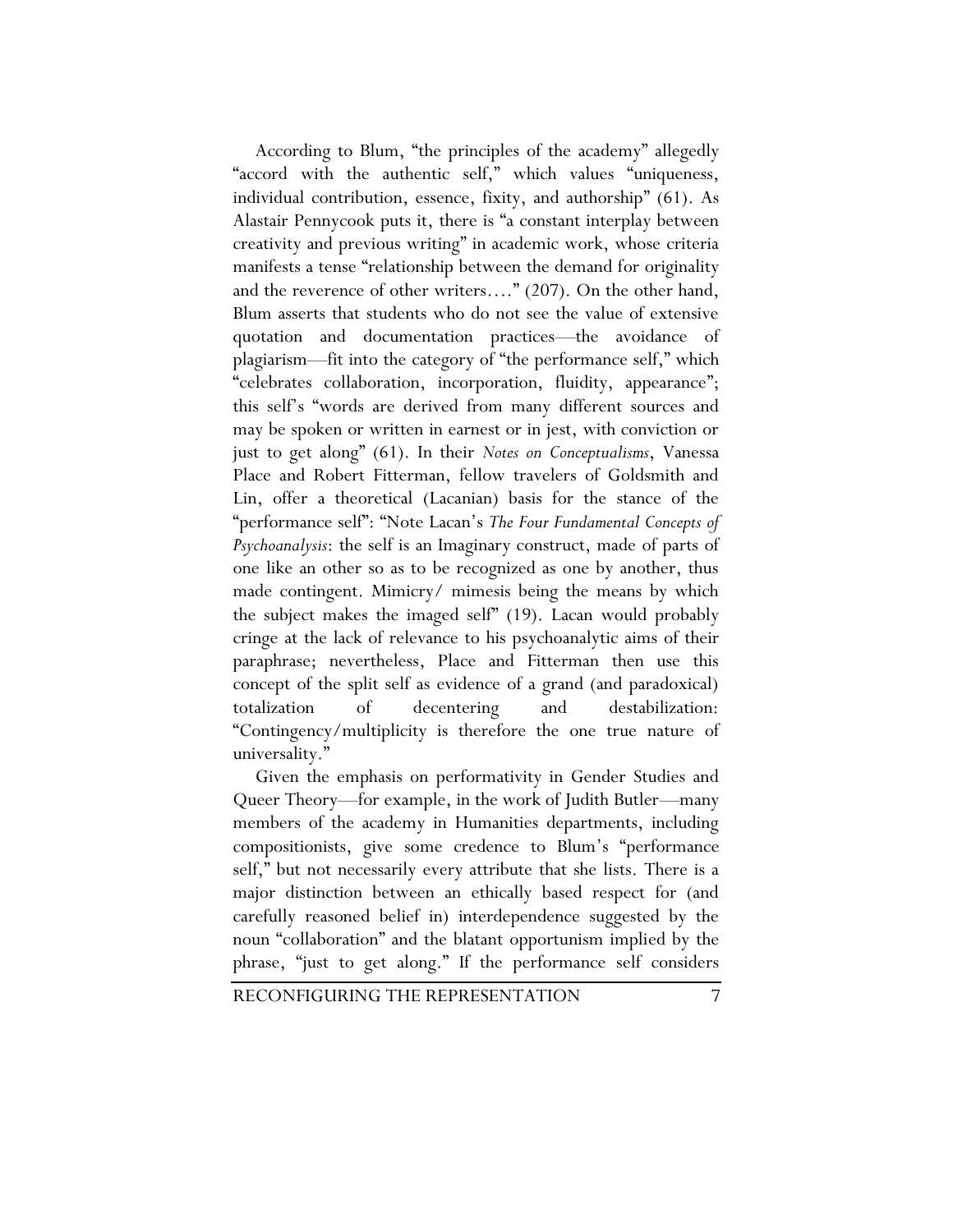According to Blum, "the principles of the academy" allegedly "accord with the authentic self," which values "uniqueness, individual contribution, essence, fixity, and authorship" (61). As Alastair Pennycook puts it, there is "a constant interplay between creativity and previous writing" in academic work, whose criteria manifests a tense "relationship between the demand for originality and the reverence of other writers…." (207). On the other hand, Blum asserts that students who do not see the value of extensive quotation and documentation practices—the avoidance of plagiarism—fit into the category of "the performance self," which "celebrates collaboration, incorporation, fluidity, appearance"; this self's "words are derived from many different sources and may be spoken or written in earnest or in jest, with conviction or just to get along" (61). In their *Notes on Conceptualisms*, Vanessa Place and Robert Fitterman, fellow travelers of Goldsmith and Lin, offer a theoretical (Lacanian) basis for the stance of the "performance self": "Note Lacan's *The Four Fundamental Concepts of Psychoanalysis*: the self is an Imaginary construct, made of parts of one like an other so as to be recognized as one by another, thus made contingent. Mimicry/ mimesis being the means by which the subject makes the imaged self" (19). Lacan would probably cringe at the lack of relevance to his psychoanalytic aims of their paraphrase; nevertheless, Place and Fitterman then use this concept of the split self as evidence of a grand (and paradoxical) totalization of decentering and destabilization: "Contingency/multiplicity is therefore the one true nature of universality."

Given the emphasis on performativity in Gender Studies and Queer Theory—for example, in the work of Judith Butler—many members of the academy in Humanities departments, including compositionists, give some credence to Blum's "performance self," but not necessarily every attribute that she lists. There is a major distinction between an ethically based respect for (and carefully reasoned belief in) interdependence suggested by the noun "collaboration" and the blatant opportunism implied by the phrase, "just to get along." If the performance self considers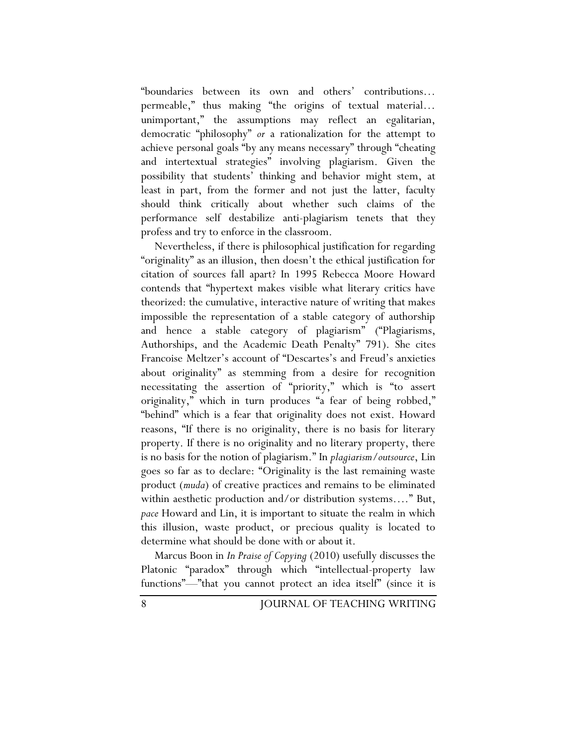"boundaries between its own and others' contributions… permeable," thus making "the origins of textual material… unimportant," the assumptions may reflect an egalitarian, democratic "philosophy" *or* a rationalization for the attempt to achieve personal goals "by any means necessary" through "cheating and intertextual strategies" involving plagiarism. Given the possibility that students' thinking and behavior might stem, at least in part, from the former and not just the latter, faculty should think critically about whether such claims of the performance self destabilize anti-plagiarism tenets that they profess and try to enforce in the classroom.

Nevertheless, if there is philosophical justification for regarding "originality" as an illusion, then doesn't the ethical justification for citation of sources fall apart? In 1995 Rebecca Moore Howard contends that "hypertext makes visible what literary critics have theorized: the cumulative, interactive nature of writing that makes impossible the representation of a stable category of authorship and hence a stable category of plagiarism" ("Plagiarisms, Authorships, and the Academic Death Penalty" 791). She cites Francoise Meltzer's account of "Descartes's and Freud's anxieties about originality" as stemming from a desire for recognition necessitating the assertion of "priority," which is "to assert originality," which in turn produces "a fear of being robbed," "behind" which is a fear that originality does not exist. Howard reasons, "If there is no originality, there is no basis for literary property. If there is no originality and no literary property, there is no basis for the notion of plagiarism." In *plagiarism/outsource*, Lin goes so far as to declare: "Originality is the last remaining waste product (*muda*) of creative practices and remains to be eliminated within aesthetic production and/or distribution systems…." But, *pace* Howard and Lin, it is important to situate the realm in which this illusion, waste product, or precious quality is located to determine what should be done with or about it.

Marcus Boon in *In Praise of Copying* (2010) usefully discusses the Platonic "paradox" through which "intellectual-property law functions"—"that you cannot protect an idea itself" (since it is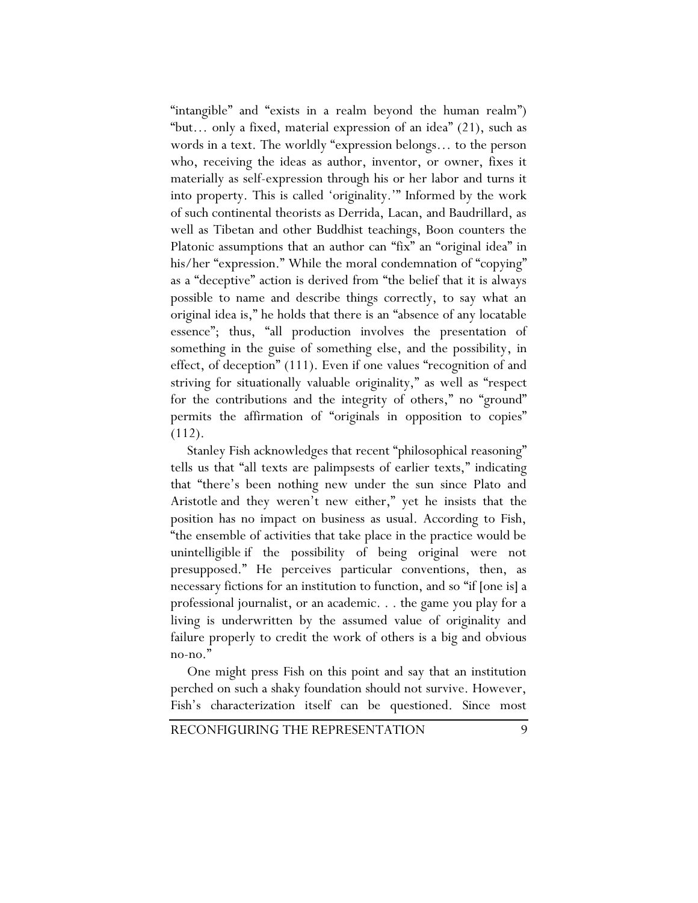"intangible" and "exists in a realm beyond the human realm") "but… only a fixed, material expression of an idea" (21), such as words in a text. The worldly "expression belongs… to the person who, receiving the ideas as author, inventor, or owner, fixes it materially as self-expression through his or her labor and turns it into property. This is called 'originality.'" Informed by the work of such continental theorists as Derrida, Lacan, and Baudrillard, as well as Tibetan and other Buddhist teachings, Boon counters the Platonic assumptions that an author can "fix" an "original idea" in his/her "expression." While the moral condemnation of "copying" as a "deceptive" action is derived from "the belief that it is always possible to name and describe things correctly, to say what an original idea is," he holds that there is an "absence of any locatable essence"; thus, "all production involves the presentation of something in the guise of something else, and the possibility, in effect, of deception" (111). Even if one values "recognition of and striving for situationally valuable originality," as well as "respect for the contributions and the integrity of others," no "ground" permits the affirmation of "originals in opposition to copies" (112).

Stanley Fish acknowledges that recent "philosophical reasoning" tells us that "all texts are palimpsests of earlier texts," indicating that "there's been nothing new under the sun since Plato and Aristotle and they weren't new either," yet he insists that the position has no impact on business as usual. According to Fish, "the ensemble of activities that take place in the practice would be unintelligible if the possibility of being original were not presupposed." He perceives particular conventions, then, as necessary fictions for an institution to function, and so "if [one is] a professional journalist, or an academic. . . the game you play for a living is underwritten by the assumed value of originality and failure properly to credit the work of others is a big and obvious no-no."

One might press Fish on this point and say that an institution perched on such a shaky foundation should not survive. However, Fish's characterization itself can be questioned. Since most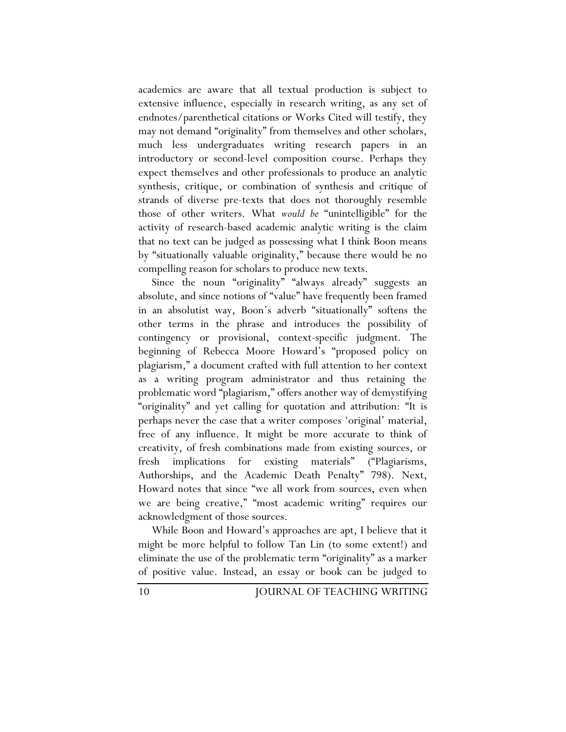academics are aware that all textual production is subject to extensive influence, especially in research writing, as any set of endnotes/parenthetical citations or Works Cited will testify, they may not demand "originality" from themselves and other scholars, much less undergraduates writing research papers in an introductory or second-level composition course. Perhaps they expect themselves and other professionals to produce an analytic synthesis, critique, or combination of synthesis and critique of strands of diverse pre-texts that does not thoroughly resemble those of other writers. What *would be* "unintelligible" for the activity of research-based academic analytic writing is the claim that no text can be judged as possessing what I think Boon means by "situationally valuable originality," because there would be no compelling reason for scholars to produce new texts.

Since the noun "originality" "always already" suggests an absolute, and since notions of "value" have frequently been framed in an absolutist way, Boon's adverb "situationally" softens the other terms in the phrase and introduces the possibility of contingency or provisional, context-specific judgment. The beginning of Rebecca Moore Howard's "proposed policy on plagiarism," a document crafted with full attention to her context as a writing program administrator and thus retaining the problematic word "plagiarism," offers another way of demystifying "originality" and yet calling for quotation and attribution: "It is perhaps never the case that a writer composes 'original' material, free of any influence. It might be more accurate to think of creativity, of fresh combinations made from existing sources, or fresh implications for existing materials" ("Plagiarisms, Authorships, and the Academic Death Penalty" 798). Next, Howard notes that since "we all work from sources, even when we are being creative," "most academic writing" requires our acknowledgment of those sources.

While Boon and Howard's approaches are apt, I believe that it might be more helpful to follow Tan Lin (to some extent!) and eliminate the use of the problematic term "originality" as a marker of positive value. Instead, an essay or book can be judged to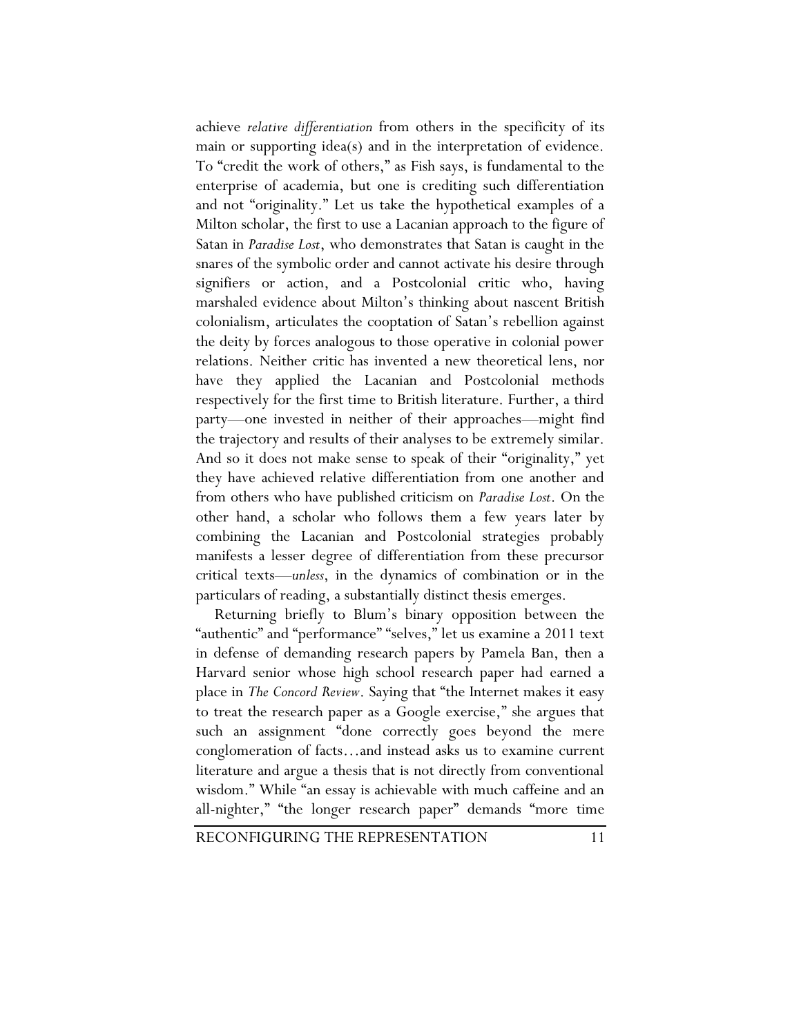achieve *relative differentiation* from others in the specificity of its main or supporting idea(s) and in the interpretation of evidence. To "credit the work of others," as Fish says, is fundamental to the enterprise of academia, but one is crediting such differentiation and not "originality." Let us take the hypothetical examples of a Milton scholar, the first to use a Lacanian approach to the figure of Satan in *Paradise Lost*, who demonstrates that Satan is caught in the snares of the symbolic order and cannot activate his desire through signifiers or action, and a Postcolonial critic who, having marshaled evidence about Milton's thinking about nascent British colonialism, articulates the cooptation of Satan's rebellion against the deity by forces analogous to those operative in colonial power relations. Neither critic has invented a new theoretical lens, nor have they applied the Lacanian and Postcolonial methods respectively for the first time to British literature. Further, a third party—one invested in neither of their approaches—might find the trajectory and results of their analyses to be extremely similar. And so it does not make sense to speak of their "originality," yet they have achieved relative differentiation from one another and from others who have published criticism on *Paradise Lost*. On the other hand, a scholar who follows them a few years later by combining the Lacanian and Postcolonial strategies probably manifests a lesser degree of differentiation from these precursor critical texts—*unless*, in the dynamics of combination or in the particulars of reading, a substantially distinct thesis emerges.

Returning briefly to Blum's binary opposition between the "authentic" and "performance" "selves," let us examine a 2011 text in defense of demanding research papers by Pamela Ban, then a Harvard senior whose high school research paper had earned a place in *The Concord Review*. Saying that "the Internet makes it easy to treat the research paper as a Google exercise," she argues that such an assignment "done correctly goes beyond the mere conglomeration of facts…and instead asks us to examine current literature and argue a thesis that is not directly from conventional wisdom." While "an essay is achievable with much caffeine and an all-nighter," "the longer research paper" demands "more time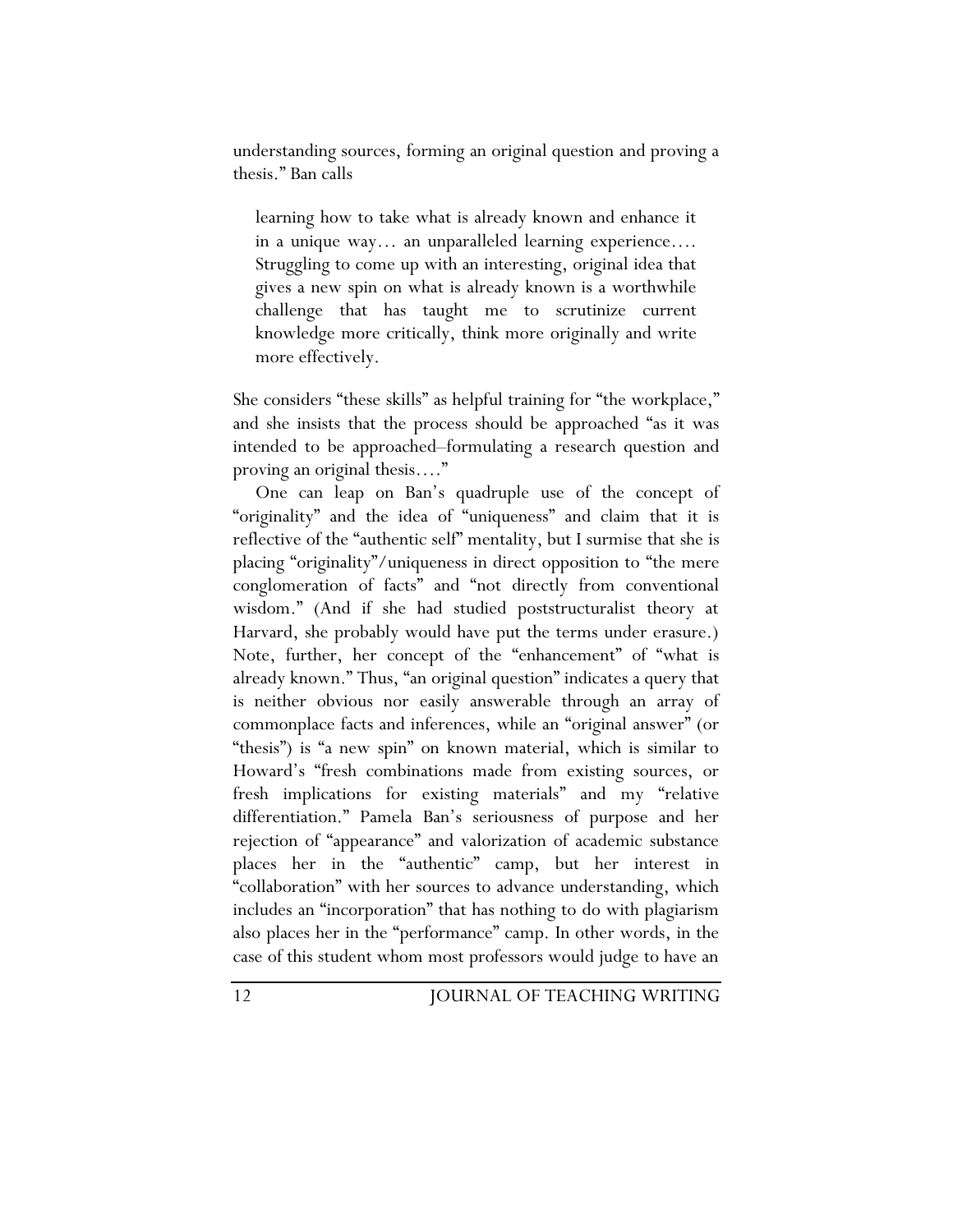understanding sources, forming an original question and proving a thesis." Ban calls

> learning how to take what is already known and enhance it in a unique way... an unparalleled learning experience.... Struggling to come up with an interesting, original idea that gives a new spin on what is already known is a worthwhile challenge that has taught me to scrutinize current knowledge more critically, think more originally and write more effectively.

She considers "these skills" as helpful training for "the workplace," and she insists that the process should be approached "as it was intended to be approached–formulating a research question and proving an original thesis...."

One can leap on Ban's quadruple use of the concept of "originality" and the idea of "uniqueness" and claim that it is reflective of the "authentic self" mentality, but I surmise that she is placing "originality"/uniqueness in direct opposition to "the mere conglomeration of facts" and "not directly from conventional wisdom." (And if she had studied poststructuralist theory at Harvard, she probably would have put the terms under erasure.) Note, further, her concept of the "enhancement" of "what is already known." Thus, "an original question" indicates a query that is neither obvious nor easily answerable through an array of commonplace facts and inferences, while an "original answer" (or "thesis") is "a new spin" on known material, which is similar to Howard's "fresh combinations made from existing sources, or fresh implications for existing materials" and my "relative differentiation." Pamela Ban's seriousness of purpose and her rejection of "appearance" and valorization of academic substance places her in the "authentic" camp, but her interest in "collaboration" with her sources to advance understanding, which includes an "incorporation" that has nothing to do with plagiarism also places her in the "performance" camp. In other words, in the case of this student whom most professors would judge to have an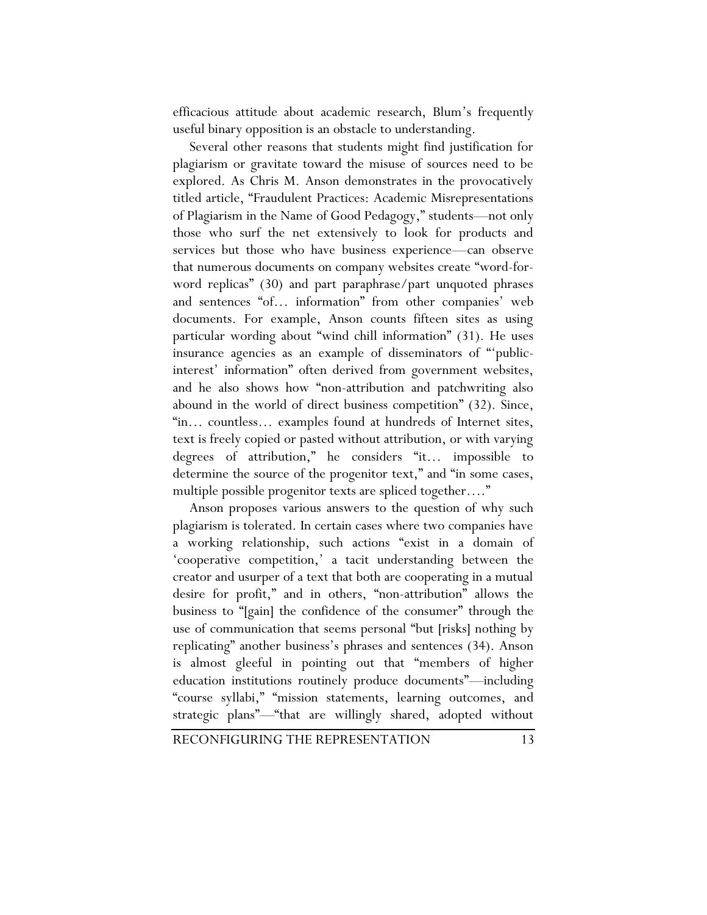efficacious attitude about academic research, Blum's frequently useful binary opposition is an obstacle to understanding.

Several other reasons that students might find justification for plagiarism or gravitate toward the misuse of sources need to be explored. As Chris M. Anson demonstrates in the provocatively titled article, "Fraudulent Practices: Academic Misrepresentations of Plagiarism in the Name of Good Pedagogy," students—not only those who surf the net extensively to look for products and services but those who have business experience—can observe that numerous documents on company websites create "word-for-word replicas" (30) and part paraphrase/part unquoted phrases and sentences "of… information" from other companies' web documents. For example, Anson counts fifteen sites as using particular wording about "wind chill information" (31). He uses insurance agencies as an example of disseminators of "'public-interest' information" often derived from government websites, and he also shows how "non-attribution and patchwriting also abound in the world of direct business competition" (32). Since, "in… countless… examples found at hundreds of Internet sites, text is freely copied or pasted without attribution, or with varying degrees of attribution," he considers "it… impossible to determine the source of the progenitor text," and "in some cases, multiple possible progenitor texts are spliced together…."

Anson proposes various answers to the question of why such plagiarism is tolerated. In certain cases where two companies have a working relationship, such actions "exist in a domain of 'cooperative competition,' a tacit understanding between the creator and usurper of a text that both are cooperating in a mutual desire for profit," and in others, "non-attribution" allows the business to "[gain] the confidence of the consumer" through the use of communication that seems personal "but [risks] nothing by replicating" another business's phrases and sentences (34). Anson is almost gleeful in pointing out that "members of higher education institutions routinely produce documents"—including "course syllabi," "mission statements, learning outcomes, and strategic plans"—"that are willingly shared, adopted without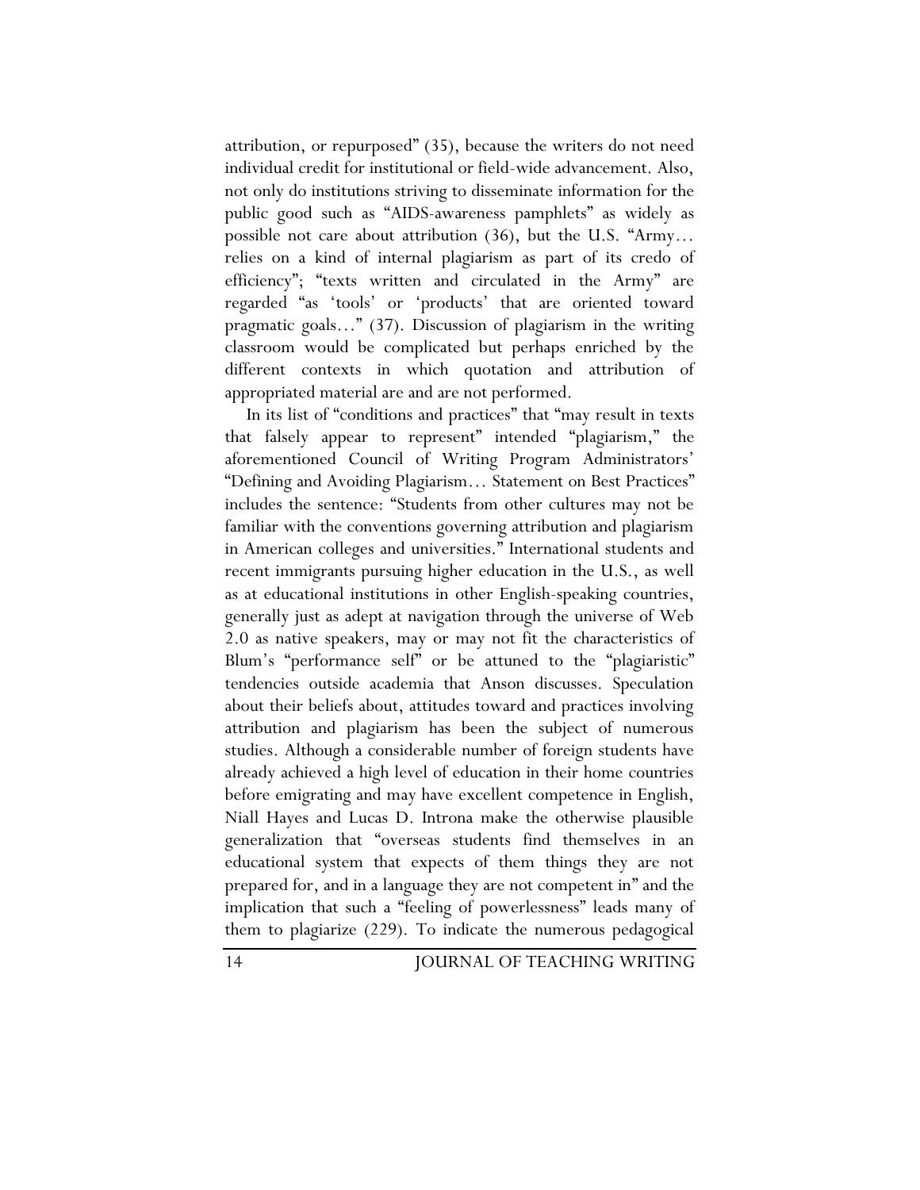attribution, or repurposed" (35), because the writers do not need individual credit for institutional or field-wide advancement. Also, not only do institutions striving to disseminate information for the public good such as "AIDS-awareness pamphlets" as widely as possible not care about attribution (36), but the U.S. "Army… relies on a kind of internal plagiarism as part of its credo of efficiency"; "texts written and circulated in the Army" are regarded "as 'tools' or 'products' that are oriented toward pragmatic goals…" (37). Discussion of plagiarism in the writing classroom would be complicated but perhaps enriched by the different contexts in which quotation and attribution of appropriated material are and are not performed.

In its list of "conditions and practices" that "may result in texts that falsely appear to represent" intended "plagiarism," the aforementioned Council of Writing Program Administrators' "Defining and Avoiding Plagiarism… Statement on Best Practices" includes the sentence: "Students from other cultures may not be familiar with the conventions governing attribution and plagiarism in American colleges and universities." International students and recent immigrants pursuing higher education in the U.S., as well as at educational institutions in other English-speaking countries, generally just as adept at navigation through the universe of Web 2.0 as native speakers, may or may not fit the characteristics of Blum's "performance self" or be attuned to the "plagiaristic" tendencies outside academia that Anson discusses. Speculation about their beliefs about, attitudes toward and practices involving attribution and plagiarism has been the subject of numerous studies. Although a considerable number of foreign students have already achieved a high level of education in their home countries before emigrating and may have excellent competence in English, Niall Hayes and Lucas D. Introna make the otherwise plausible generalization that "overseas students find themselves in an educational system that expects of them things they are not prepared for, and in a language they are not competent in" and the implication that such a "feeling of powerlessness" leads many of them to plagiarize (229). To indicate the numerous pedagogical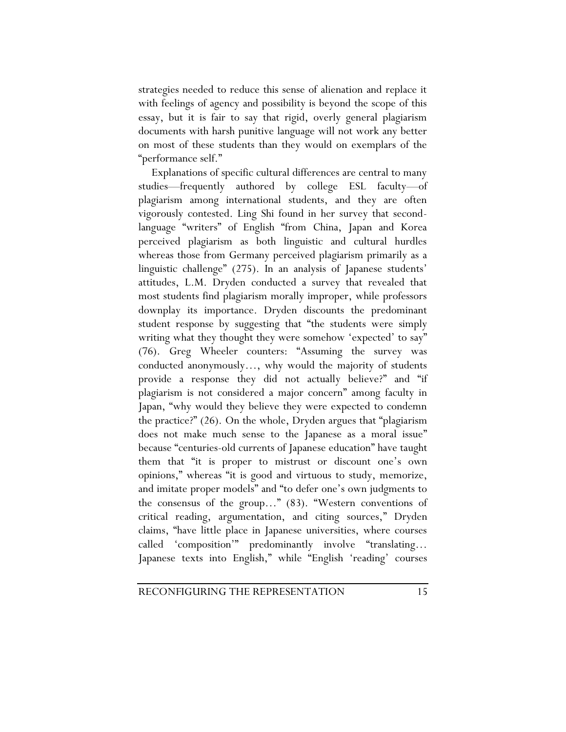strategies needed to reduce this sense of alienation and replace it with feelings of agency and possibility is beyond the scope of this essay, but it is fair to say that rigid, overly general plagiarism documents with harsh punitive language will not work any better on most of these students than they would on exemplars of the "performance self."

Explanations of specific cultural differences are central to many studies—frequently authored by college ESL faculty—of plagiarism among international students, and they are often vigorously contested. Ling Shi found in her survey that second-language "writers" of English "from China, Japan and Korea perceived plagiarism as both linguistic and cultural hurdles whereas those from Germany perceived plagiarism primarily as a linguistic challenge" (275). In an analysis of Japanese students' attitudes, L.M. Dryden conducted a survey that revealed that most students find plagiarism morally improper, while professors downplay its importance. Dryden discounts the predominant student response by suggesting that "the students were simply writing what they thought they were somehow 'expected' to say" (76). Greg Wheeler counters: "Assuming the survey was conducted anonymously…, why would the majority of students provide a response they did not actually believe?" and "if plagiarism is not considered a major concern" among faculty in Japan, "why would they believe they were expected to condemn the practice?" (26). On the whole, Dryden argues that "plagiarism does not make much sense to the Japanese as a moral issue" because "centuries-old currents of Japanese education" have taught them that "it is proper to mistrust or discount one's own opinions," whereas "it is good and virtuous to study, memorize, and imitate proper models" and "to defer one's own judgments to the consensus of the group…" (83). "Western conventions of critical reading, argumentation, and citing sources," Dryden claims, "have little place in Japanese universities, where courses called 'composition'" predominantly involve "translating… Japanese texts into English," while "English 'reading' courses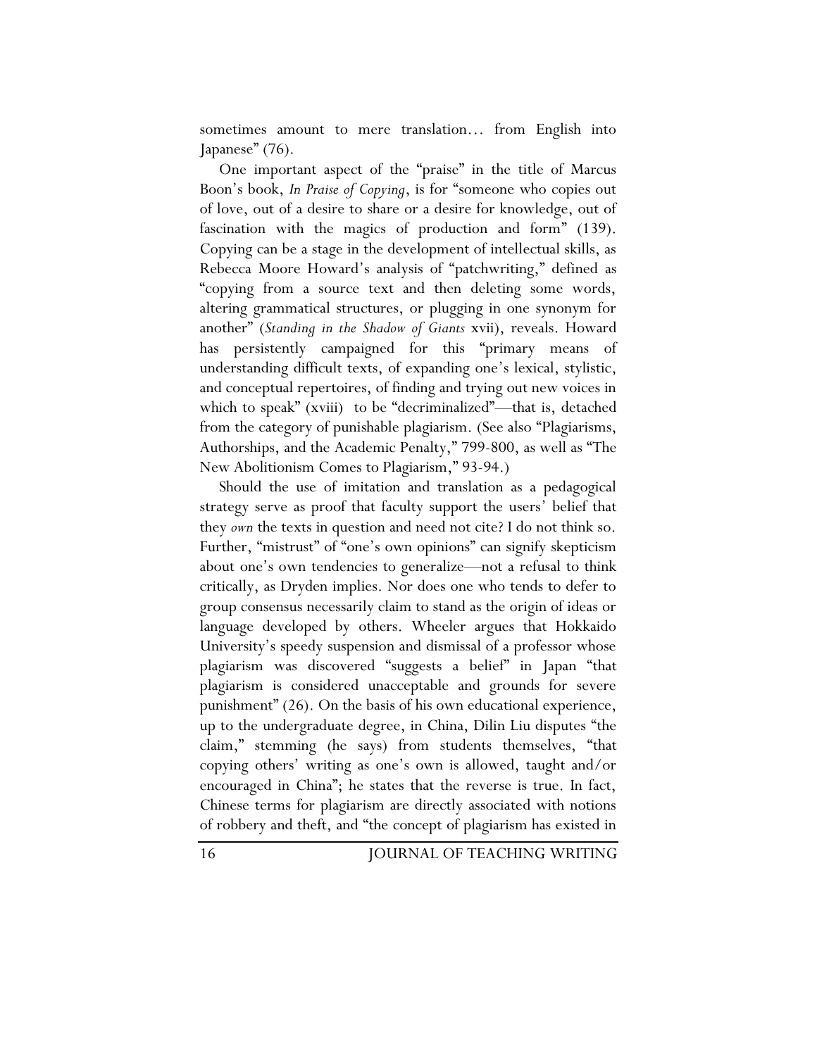sometimes amount to mere translation… from English into Japanese" (76).

One important aspect of the "praise" in the title of Marcus Boon's book, *In Praise of Copying*, is for "someone who copies out of love, out of a desire to share or a desire for knowledge, out of fascination with the magics of production and form" (139). Copying can be a stage in the development of intellectual skills, as Rebecca Moore Howard's analysis of "patchwriting," defined as "copying from a source text and then deleting some words, altering grammatical structures, or plugging in one synonym for another" (*Standing in the Shadow of Giants* xvii), reveals. Howard has persistently campaigned for this "primary means of understanding difficult texts, of expanding one's lexical, stylistic, and conceptual repertoires, of finding and trying out new voices in which to speak" (xviii) to be "decriminalized"—that is, detached from the category of punishable plagiarism. (See also "Plagiarisms, Authorships, and the Academic Penalty," 799-800, as well as "The New Abolitionism Comes to Plagiarism," 93-94.)

Should the use of imitation and translation as a pedagogical strategy serve as proof that faculty support the users' belief that they *own* the texts in question and need not cite? I do not think so. Further, "mistrust" of "one's own opinions" can signify skepticism about one's own tendencies to generalize—not a refusal to think critically, as Dryden implies. Nor does one who tends to defer to group consensus necessarily claim to stand as the origin of ideas or language developed by others. Wheeler argues that Hokkaido University's speedy suspension and dismissal of a professor whose plagiarism was discovered "suggests a belief" in Japan "that plagiarism is considered unacceptable and grounds for severe punishment" (26). On the basis of his own educational experience, up to the undergraduate degree, in China, Dilin Liu disputes "the claim," stemming (he says) from students themselves, "that copying others' writing as one's own is allowed, taught and/or encouraged in China"; he states that the reverse is true. In fact, Chinese terms for plagiarism are directly associated with notions of robbery and theft, and "the concept of plagiarism has existed in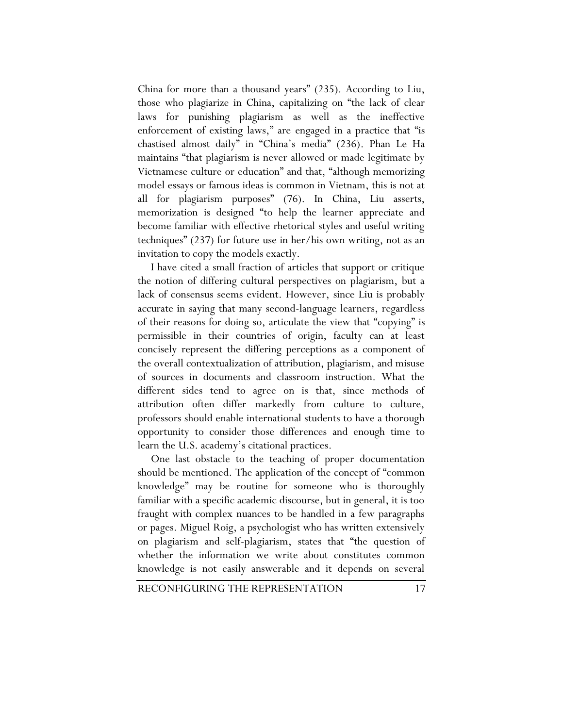China for more than a thousand years" (235). According to Liu, those who plagiarize in China, capitalizing on "the lack of clear laws for punishing plagiarism as well as the ineffective enforcement of existing laws," are engaged in a practice that "is chastised almost daily" in "China's media" (236). Phan Le Ha maintains "that plagiarism is never allowed or made legitimate by Vietnamese culture or education" and that, "although memorizing model essays or famous ideas is common in Vietnam, this is not at all for plagiarism purposes" (76). In China, Liu asserts, memorization is designed "to help the learner appreciate and become familiar with effective rhetorical styles and useful writing techniques" (237) for future use in her/his own writing, not as an invitation to copy the models exactly.

I have cited a small fraction of articles that support or critique the notion of differing cultural perspectives on plagiarism, but a lack of consensus seems evident. However, since Liu is probably accurate in saying that many second-language learners, regardless of their reasons for doing so, articulate the view that "copying" is permissible in their countries of origin, faculty can at least concisely represent the differing perceptions as a component of the overall contextualization of attribution, plagiarism, and misuse of sources in documents and classroom instruction. What the different sides tend to agree on is that, since methods of attribution often differ markedly from culture to culture, professors should enable international students to have a thorough opportunity to consider those differences and enough time to learn the U.S. academy's citational practices.

One last obstacle to the teaching of proper documentation should be mentioned. The application of the concept of "common knowledge" may be routine for someone who is thoroughly familiar with a specific academic discourse, but in general, it is too fraught with complex nuances to be handled in a few paragraphs or pages. Miguel Roig, a psychologist who has written extensively on plagiarism and self-plagiarism, states that "the question of whether the information we write about constitutes common knowledge is not easily answerable and it depends on several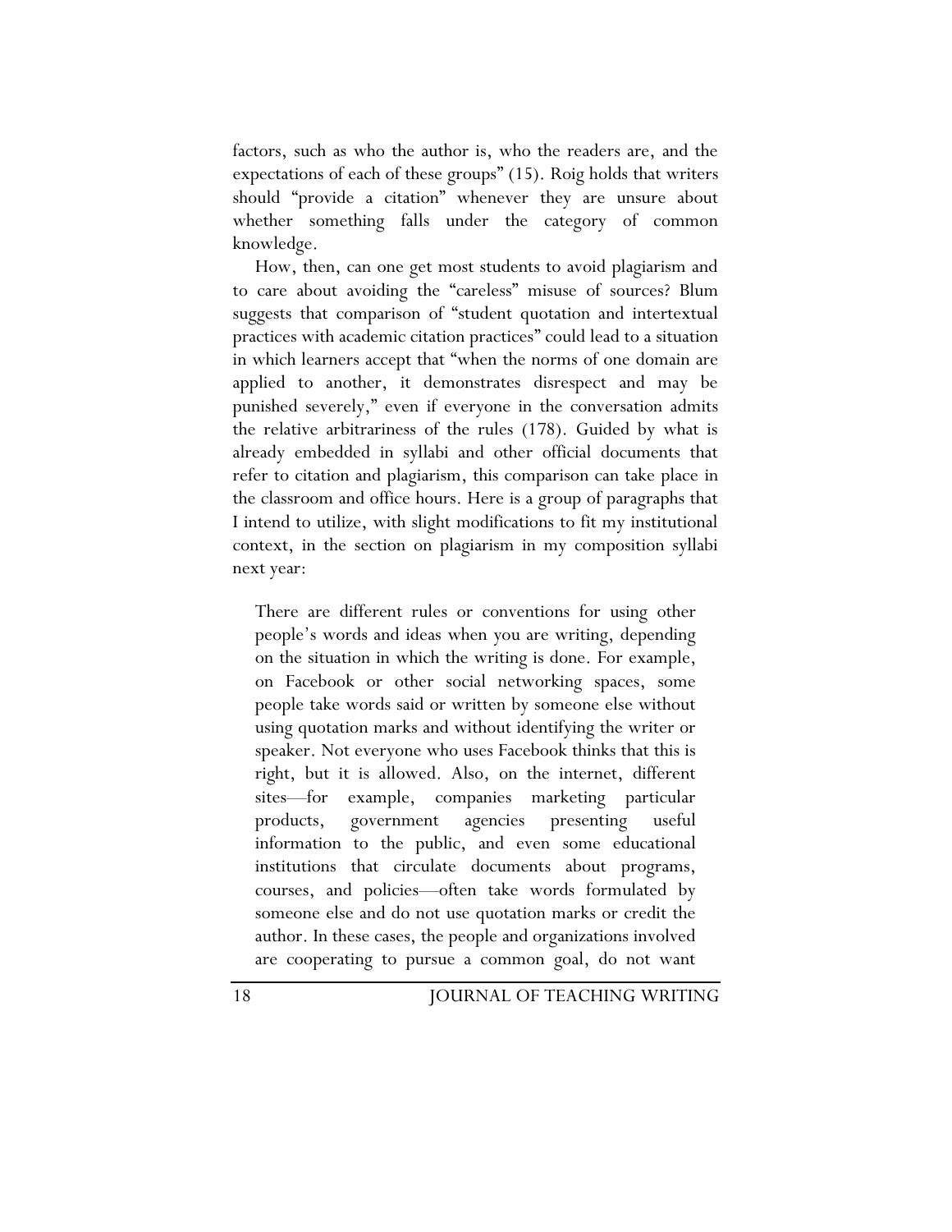factors, such as who the author is, who the readers are, and the expectations of each of these groups" (15). Roig holds that writers should "provide a citation" whenever they are unsure about whether something falls under the category of common knowledge.

How, then, can one get most students to avoid plagiarism and to care about avoiding the "careless" misuse of sources? Blum suggests that comparison of "student quotation and intertextual practices with academic citation practices" could lead to a situation in which learners accept that "when the norms of one domain are applied to another, it demonstrates disrespect and may be punished severely," even if everyone in the conversation admits the relative arbitrariness of the rules (178). Guided by what is already embedded in syllabi and other official documents that refer to citation and plagiarism, this comparison can take place in the classroom and office hours. Here is a group of paragraphs that I intend to utilize, with slight modifications to fit my institutional context, in the section on plagiarism in my composition syllabi next year:

> There are different rules or conventions for using other people's words and ideas when you are writing, depending on the situation in which the writing is done. For example, on Facebook or other social networking spaces, some people take words said or written by someone else without using quotation marks and without identifying the writer or speaker. Not everyone who uses Facebook thinks that this is right, but it is allowed. Also, on the internet, different sites—for example, companies marketing particular products, government agencies presenting useful information to the public, and even some educational institutions that circulate documents about programs, courses, and policies—often take words formulated by someone else and do not use quotation marks or credit the author. In these cases, the people and organizations involved are cooperating to pursue a common goal, do not want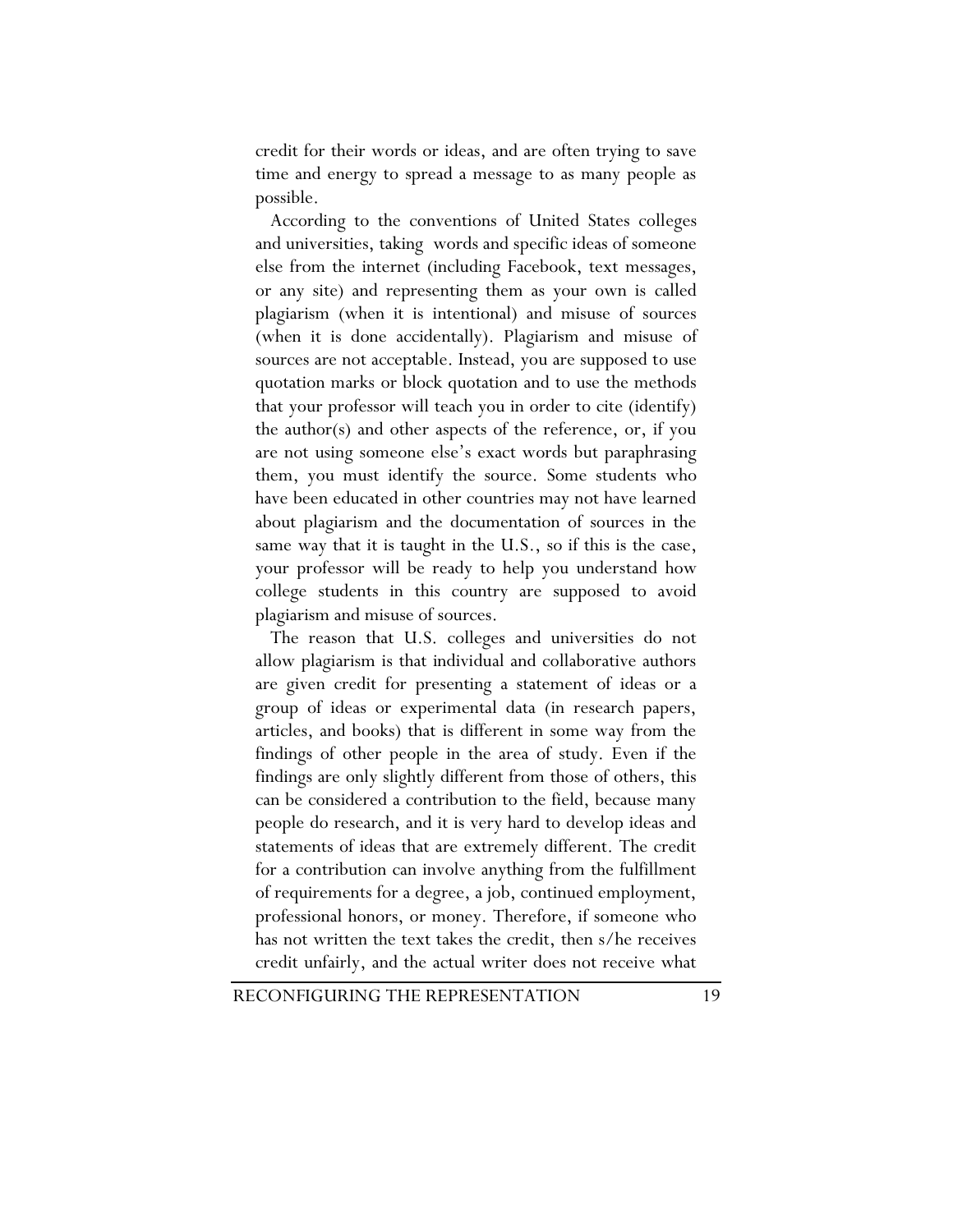credit for their words or ideas, and are often trying to save time and energy to spread a message to as many people as possible.

According to the conventions of United States colleges and universities, taking words and specific ideas of someone else from the internet (including Facebook, text messages, or any site) and representing them as your own is called plagiarism (when it is intentional) and misuse of sources (when it is done accidentally). Plagiarism and misuse of sources are not acceptable. Instead, you are supposed to use quotation marks or block quotation and to use the methods that your professor will teach you in order to cite (identify) the author(s) and other aspects of the reference, or, if you are not using someone else's exact words but paraphrasing them, you must identify the source. Some students who have been educated in other countries may not have learned about plagiarism and the documentation of sources in the same way that it is taught in the U.S., so if this is the case, your professor will be ready to help you understand how college students in this country are supposed to avoid plagiarism and misuse of sources.

The reason that U.S. colleges and universities do not allow plagiarism is that individual and collaborative authors are given credit for presenting a statement of ideas or a group of ideas or experimental data (in research papers, articles, and books) that is different in some way from the findings of other people in the area of study. Even if the findings are only slightly different from those of others, this can be considered a contribution to the field, because many people do research, and it is very hard to develop ideas and statements of ideas that are extremely different. The credit for a contribution can involve anything from the fulfillment of requirements for a degree, a job, continued employment, professional honors, or money. Therefore, if someone who has not written the text takes the credit, then s/he receives credit unfairly, and the actual writer does not receive what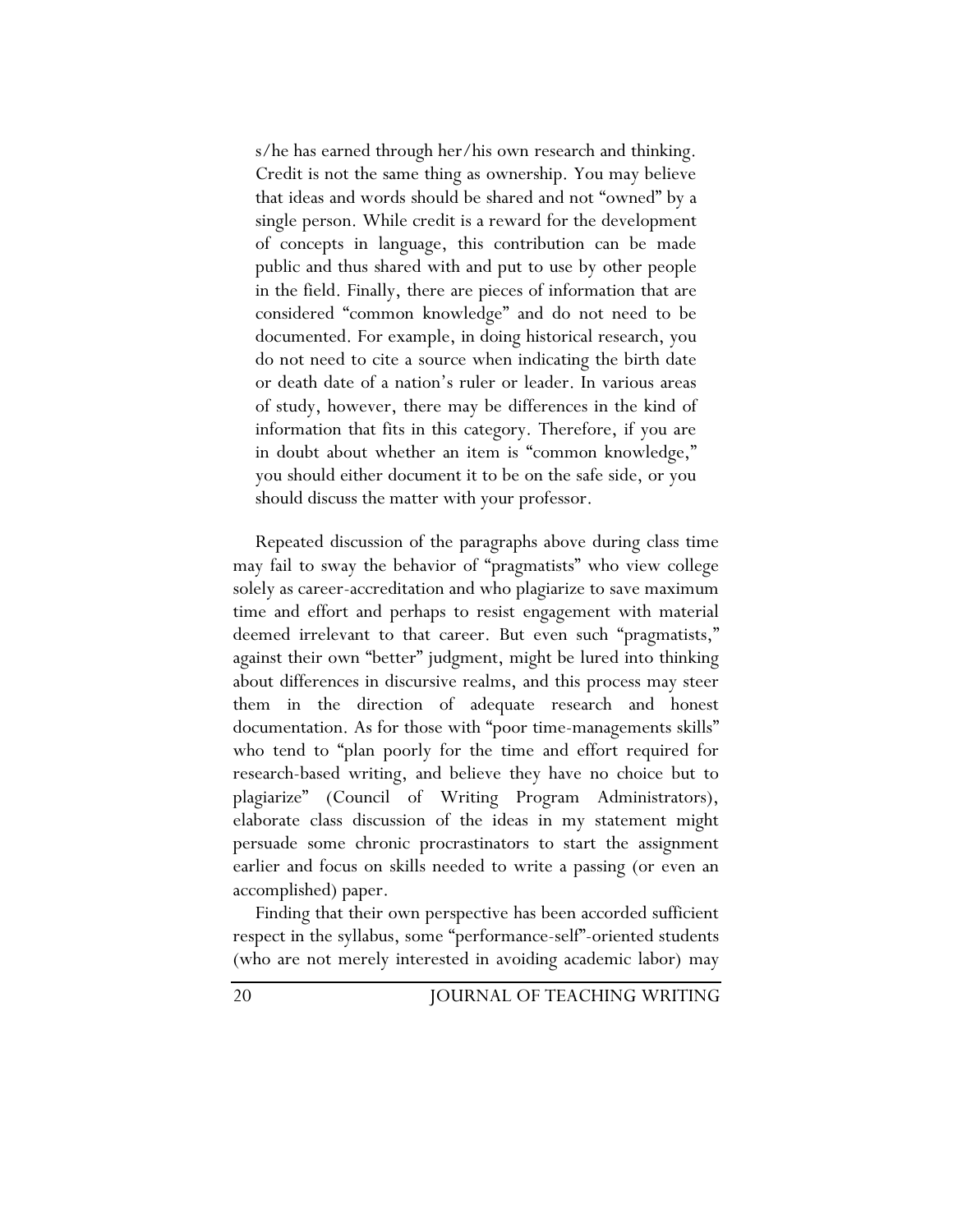> s/he has earned through her/his own research and thinking. Credit is not the same thing as ownership. You may believe that ideas and words should be shared and not "owned" by a single person. While credit is a reward for the development of concepts in language, this contribution can be made public and thus shared with and put to use by other people in the field. Finally, there are pieces of information that are considered "common knowledge" and do not need to be documented. For example, in doing historical research, you do not need to cite a source when indicating the birth date or death date of a nation's ruler or leader. In various areas of study, however, there may be differences in the kind of information that fits in this category. Therefore, if you are in doubt about whether an item is "common knowledge," you should either document it to be on the safe side, or you should discuss the matter with your professor.

Repeated discussion of the paragraphs above during class time may fail to sway the behavior of "pragmatists" who view college solely as career-accreditation and who plagiarize to save maximum time and effort and perhaps to resist engagement with material deemed irrelevant to that career. But even such "pragmatists," against their own "better" judgment, might be lured into thinking about differences in discursive realms, and this process may steer them in the direction of adequate research and honest documentation. As for those with "poor time-managements skills" who tend to "plan poorly for the time and effort required for research-based writing, and believe they have no choice but to plagiarize" (Council of Writing Program Administrators), elaborate class discussion of the ideas in my statement might persuade some chronic procrastinators to start the assignment earlier and focus on skills needed to write a passing (or even an accomplished) paper.

Finding that their own perspective has been accorded sufficient respect in the syllabus, some "performance-self"-oriented students (who are not merely interested in avoiding academic labor) may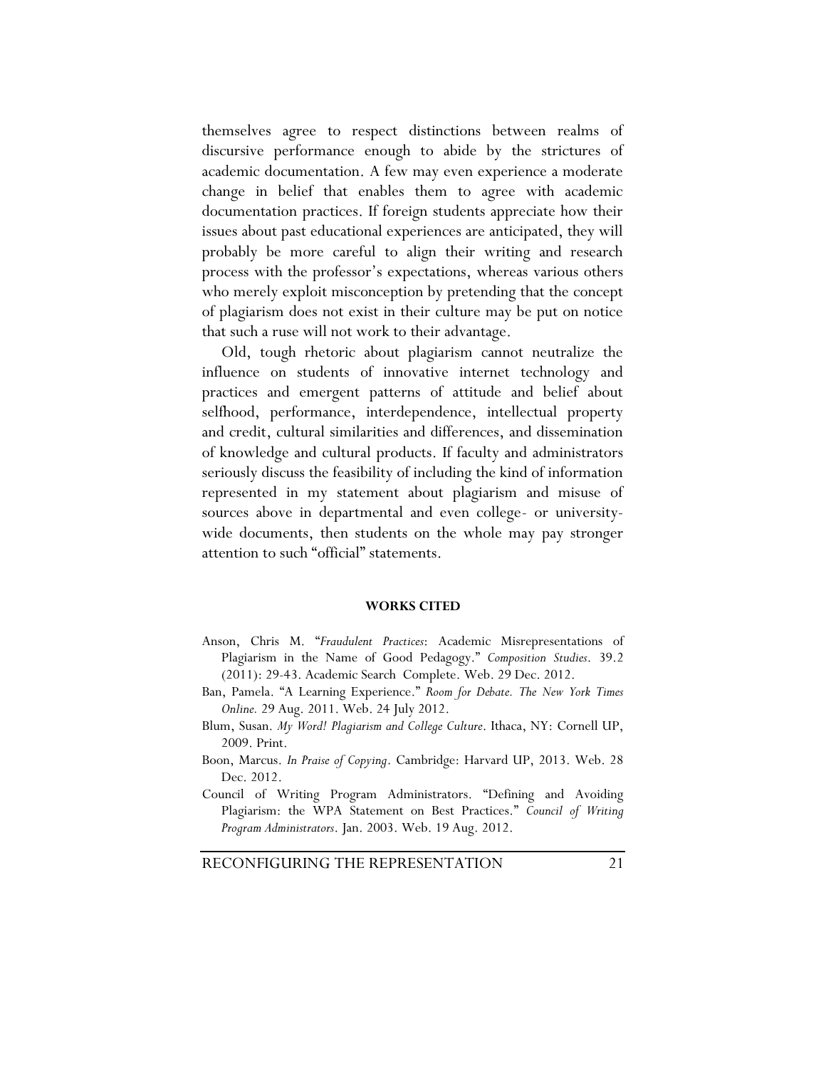themselves agree to respect distinctions between realms of discursive performance enough to abide by the strictures of academic documentation. A few may even experience a moderate change in belief that enables them to agree with academic documentation practices. If foreign students appreciate how their issues about past educational experiences are anticipated, they will probably be more careful to align their writing and research process with the professor's expectations, whereas various others who merely exploit misconception by pretending that the concept of plagiarism does not exist in their culture may be put on notice that such a ruse will not work to their advantage.

Old, tough rhetoric about plagiarism cannot neutralize the influence on students of innovative internet technology and practices and emergent patterns of attitude and belief about selfhood, performance, interdependence, intellectual property and credit, cultural similarities and differences, and dissemination of knowledge and cultural products. If faculty and administrators seriously discuss the feasibility of including the kind of information represented in my statement about plagiarism and misuse of sources above in departmental and even college- or university-wide documents, then students on the whole may pay stronger attention to such "official" statements.

## WORKS CITED

Anson, Chris M. "*Fraudulent Practices*: Academic Misrepresentations of Plagiarism in the Name of Good Pedagogy." *Composition Studies*. 39.2 (2011): 29-43. Academic Search Complete. Web. 29 Dec. 2012.

Ban, Pamela. "A Learning Experience." *Room for Debate. The New York Times Online.* 29 Aug. 2011. Web. 24 July 2012.

Blum, Susan. *My Word! Plagiarism and College Culture*. Ithaca, NY: Cornell UP, 2009. Print.

Boon, Marcus. *In Praise of Copying*. Cambridge: Harvard UP, 2013. Web. 28 Dec. 2012.

Council of Writing Program Administrators. "Defining and Avoiding Plagiarism: the WPA Statement on Best Practices." *Council of Writing Program Administrators*. Jan. 2003. Web. 19 Aug. 2012.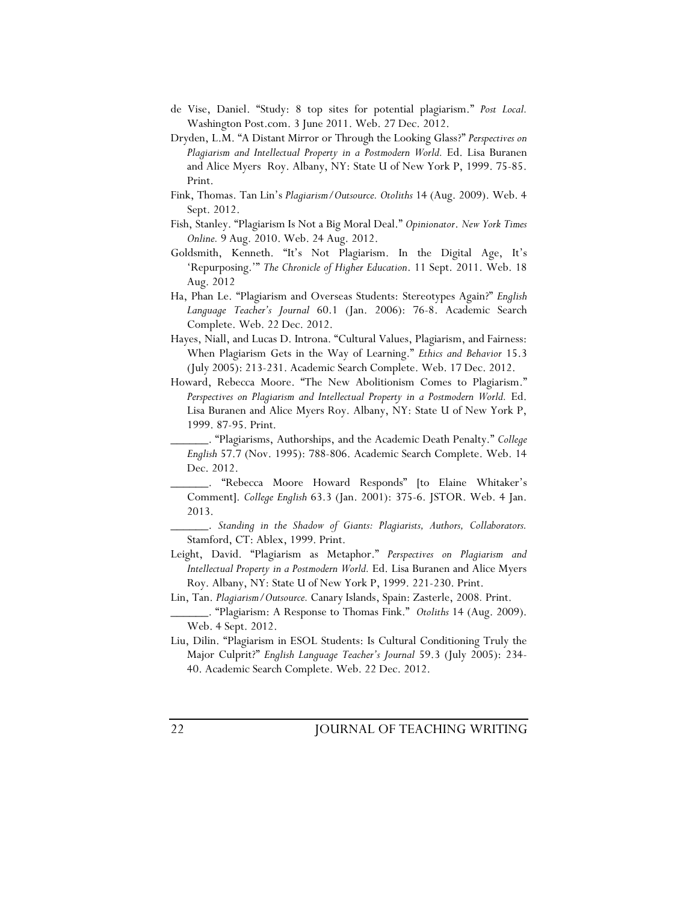de Vise, Daniel. "Study: 8 top sites for potential plagiarism." *Post Local.* Washington Post.com. 3 June 2011. Web. 27 Dec. 2012.

Dryden, L.M. "A Distant Mirror or Through the Looking Glass?" *Perspectives on Plagiarism and Intellectual Property in a Postmodern World.* Ed. Lisa Buranen and Alice Myers Roy. Albany, NY: State U of New York P, 1999. 75-85. Print.

Fink, Thomas. Tan Lin's *Plagiarism/Outsource. Otoliths* 14 (Aug. 2009). Web. 4 Sept. 2012.

Fish, Stanley. "Plagiarism Is Not a Big Moral Deal." *Opinionator. New York Times Online.* 9 Aug. 2010. Web. 24 Aug. 2012.

Goldsmith, Kenneth. "It's Not Plagiarism. In the Digital Age, It's 'Repurposing.'" *The Chronicle of Higher Education*. 11 Sept. 2011. Web. 18 Aug. 2012

Ha, Phan Le. "Plagiarism and Overseas Students: Stereotypes Again?" *English Language Teacher's Journal* 60.1 (Jan. 2006): 76-8. Academic Search Complete. Web. 22 Dec. 2012.

Hayes, Niall, and Lucas D. Introna. "Cultural Values, Plagiarism, and Fairness: When Plagiarism Gets in the Way of Learning." *Ethics and Behavior* 15.3 (July 2005): 213-231. Academic Search Complete. Web. 17 Dec. 2012.

Howard, Rebecca Moore. "The New Abolitionism Comes to Plagiarism." *Perspectives on Plagiarism and Intellectual Property in a Postmodern World.* Ed. Lisa Buranen and Alice Myers Roy. Albany, NY: State U of New York P, 1999. 87-95. Print.

______. "Plagiarisms, Authorships, and the Academic Death Penalty." *College English* 57.7 (Nov. 1995): 788-806. Academic Search Complete. Web. 14 Dec. 2012.

______. "Rebecca Moore Howard Responds" [to Elaine Whitaker's Comment]. *College English* 63.3 (Jan. 2001): 375-6. JSTOR. Web. 4 Jan. 2013.

______. *Standing in the Shadow of Giants: Plagiarists, Authors, Collaborators.* Stamford, CT: Ablex, 1999. Print.

Leight, David. "Plagiarism as Metaphor." *Perspectives on Plagiarism and Intellectual Property in a Postmodern World.* Ed. Lisa Buranen and Alice Myers Roy. Albany, NY: State U of New York P, 1999. 221-230. Print.

Lin, Tan. *Plagiarism/Outsource.* Canary Islands, Spain: Zasterle, 2008. Print.

______. "Plagiarism: A Response to Thomas Fink." *Otoliths* 14 (Aug. 2009). Web. 4 Sept. 2012.

Liu, Dilin. "Plagiarism in ESOL Students: Is Cultural Conditioning Truly the Major Culprit?" *English Language Teacher's Journal* 59.3 (July 2005): 234-40. Academic Search Complete. Web. 22 Dec. 2012.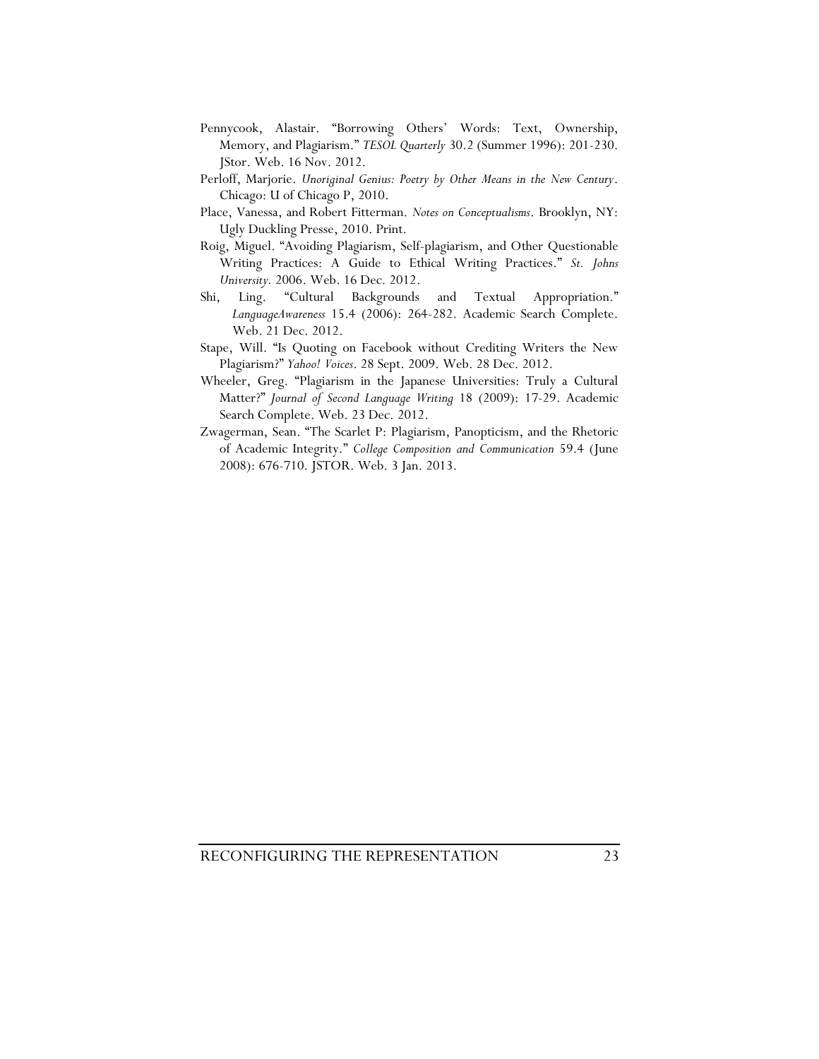Pennycook, Alastair. "Borrowing Others' Words: Text, Ownership, Memory, and Plagiarism." *TESOL Quarterly* 30.2 (Summer 1996): 201-230. JStor. Web. 16 Nov. 2012.

Perloff, Marjorie. *Unoriginal Genius: Poetry by Other Means in the New Century*. Chicago: U of Chicago P, 2010.

Place, Vanessa, and Robert Fitterman. *Notes on Conceptualisms*. Brooklyn, NY: Ugly Duckling Presse, 2010. Print.

Roig, Miguel. "Avoiding Plagiarism, Self-plagiarism, and Other Questionable Writing Practices: A Guide to Ethical Writing Practices." *St. Johns University.* 2006. Web. 16 Dec. 2012.

Shi, Ling. "Cultural Backgrounds and Textual Appropriation." *LanguageAwareness* 15.4 (2006): 264-282. Academic Search Complete. Web. 21 Dec. 2012.

Stape, Will. "Is Quoting on Facebook without Crediting Writers the New Plagiarism?" *Yahoo! Voices*. 28 Sept. 2009. Web. 28 Dec. 2012.

Wheeler, Greg. "Plagiarism in the Japanese Universities: Truly a Cultural Matter?" *Journal of Second Language Writing* 18 (2009): 17-29. Academic Search Complete. Web. 23 Dec. 2012.

Zwagerman, Sean. "The Scarlet P: Plagiarism, Panopticism, and the Rhetoric of Academic Integrity." *College Composition and Communication* 59.4 (June 2008): 676-710. JSTOR. Web. 3 Jan. 2013.